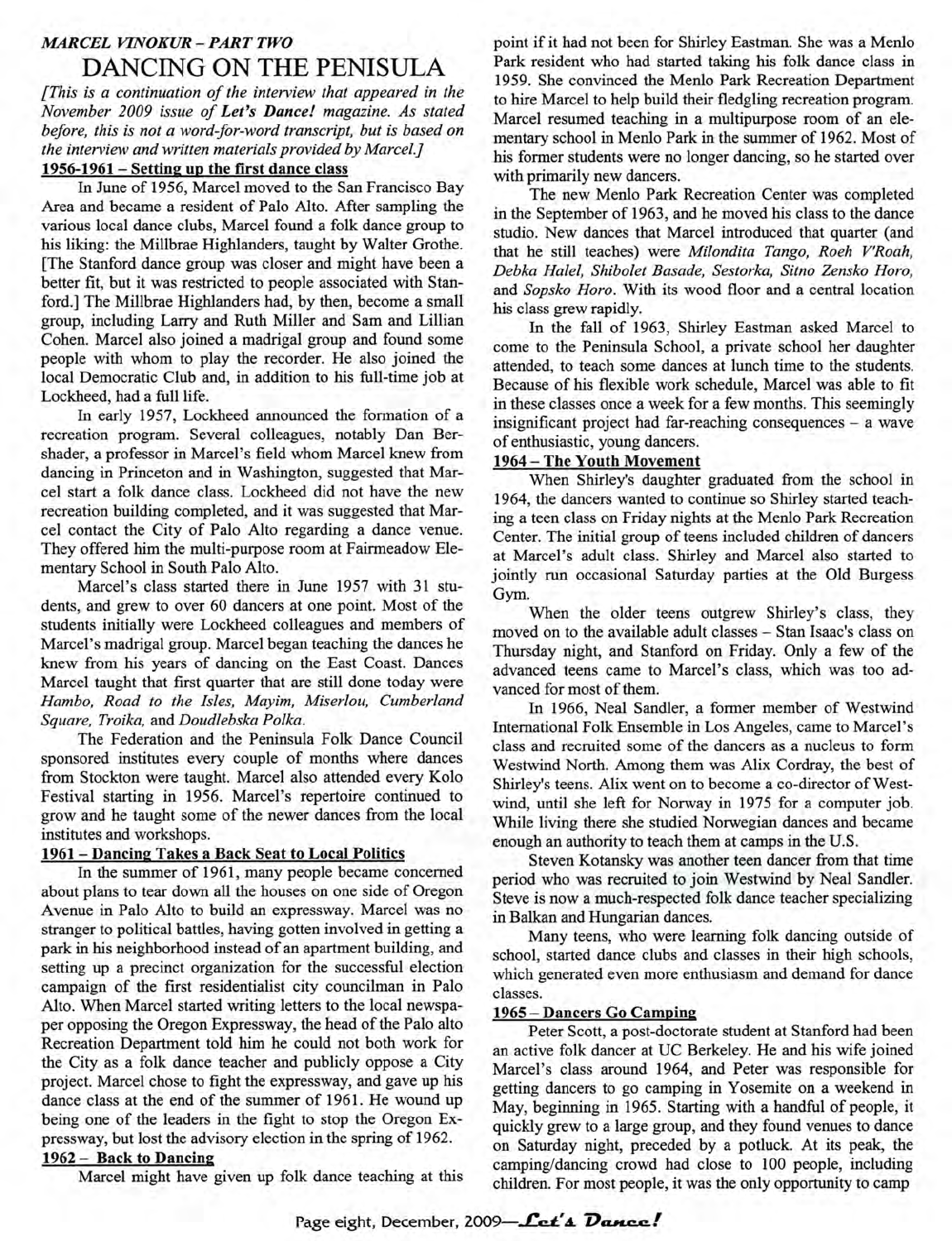### *MARCEL VINOKUR – PART TWO*

# DANCING ON THE PENISULA

*[This is a continuation of the interview that appeared in the November 2009 issue of* ***Let's Dance!*** *magazine. As stated before, this is not a word-for-word transcript, but is based on the interview and written materials provided by Marcel.]*

## 1956-1961 – Setting up the first dance class

In June of 1956, Marcel moved to the San Francisco Bay Area and became a resident of Palo Alto. After sampling the various local dance clubs, Marcel found a folk dance group to his liking: the Millbrae Highlanders, taught by Walter Grothe. [The Stanford dance group was closer and might have been a better fit, but it was restricted to people associated with Stanford.] The Millbrae Highlanders had, by then, become a small group, including Larry and Ruth Miller and Sam and Lillian Cohen. Marcel also joined a madrigal group and found some people with whom to play the recorder. He also joined the local Democratic Club and, in addition to his full-time job at Lockheed, had a full life.

In early 1957, Lockheed announced the formation of a recreation program. Several colleagues, notably Dan Bershader, a professor in Marcel's field whom Marcel knew from dancing in Princeton and in Washington, suggested that Marcel start a folk dance class. Lockheed did not have the new recreation building completed, and it was suggested that Marcel contact the City of Palo Alto regarding a dance venue. They offered him the multi-purpose room at Fairmeadow Elementary School in South Palo Alto.

Marcel's class started there in June 1957 with 31 students, and grew to over 60 dancers at one point. Most of the students initially were Lockheed colleagues and members of Marcel's madrigal group. Marcel began teaching the dances he knew from his years of dancing on the East Coast. Dances Marcel taught that first quarter that are still done today were *Hambo, Road to the Isles, Mayim, Miserlou, Cumberland Square, Troika,* and *Doudlebska Polka.*

The Federation and the Peninsula Folk Dance Council sponsored institutes every couple of months where dances from Stockton were taught. Marcel also attended every Kolo Festival starting in 1956. Marcel's repertoire continued to grow and he taught some of the newer dances from the local institutes and workshops.

## 1961 – Dancing Takes a Back Seat to Local Politics

In the summer of 1961, many people became concerned about plans to tear down all the houses on one side of Oregon Avenue in Palo Alto to build an expressway. Marcel was no stranger to political battles, having gotten involved in getting a park in his neighborhood instead of an apartment building, and setting up a precinct organization for the successful election campaign of the first residentialist city councilman in Palo Alto. When Marcel started writing letters to the local newspaper opposing the Oregon Expressway, the head of the Palo alto Recreation Department told him he could not both work for the City as a folk dance teacher and publicly oppose a City project. Marcel chose to fight the expressway, and gave up his dance class at the end of the summer of 1961. He wound up being one of the leaders in the fight to stop the Oregon Expressway, but lost the advisory election in the spring of 1962.

## 1962 – Back to Dancing

Marcel might have given up folk dance teaching at this point if it had not been for Shirley Eastman. She was a Menlo Park resident who had started taking his folk dance class in 1959. She convinced the Menlo Park Recreation Department to hire Marcel to help build their fledgling recreation program. Marcel resumed teaching in a multipurpose room of an elementary school in Menlo Park in the summer of 1962. Most of his former students were no longer dancing, so he started over with primarily new dancers.

The new Menlo Park Recreation Center was completed in the September of 1963, and he moved his class to the dance studio. New dances that Marcel introduced that quarter (and that he still teaches) were *Milondita Tango, Roeh V'Roah, Debka Halel, Shibolet Basade, Sestorka, Sitno Zensko Horo,* and *Sopsko Horo.* With its wood floor and a central location his class grew rapidly.

In the fall of 1963, Shirley Eastman asked Marcel to come to the Peninsula School, a private school her daughter attended, to teach some dances at lunch time to the students. Because of his flexible work schedule, Marcel was able to fit in these classes once a week for a few months. This seemingly insignificant project had far-reaching consequences – a wave of enthusiastic, young dancers.

## 1964 – The Youth Movement

When Shirley's daughter graduated from the school in 1964, the dancers wanted to continue so Shirley started teaching a teen class on Friday nights at the Menlo Park Recreation Center. The initial group of teens included children of dancers at Marcel's adult class. Shirley and Marcel also started to jointly run occasional Saturday parties at the Old Burgess Gym.

When the older teens outgrew Shirley's class, they moved on to the available adult classes – Stan Isaac's class on Thursday night, and Stanford on Friday. Only a few of the advanced teens came to Marcel's class, which was too advanced for most of them.

In 1966, Neal Sandler, a former member of Westwind International Folk Ensemble in Los Angeles, came to Marcel's class and recruited some of the dancers as a nucleus to form Westwind North. Among them was Alix Cordray, the best of Shirley's teens. Alix went on to become a co-director of Westwind, until she left for Norway in 1975 for a computer job. While living there she studied Norwegian dances and became enough an authority to teach them at camps in the U.S.

Steven Kotansky was another teen dancer from that time period who was recruited to join Westwind by Neal Sandler. Steve is now a much-respected folk dance teacher specializing in Balkan and Hungarian dances.

Many teens, who were learning folk dancing outside of school, started dance clubs and classes in their high schools, which generated even more enthusiasm and demand for dance classes.

## 1965 – Dancers Go Camping

Peter Scott, a post-doctorate student at Stanford had been an active folk dancer at UC Berkeley. He and his wife joined Marcel's class around 1964, and Peter was responsible for getting dancers to go camping in Yosemite on a weekend in May, beginning in 1965. Starting with a handful of people, it quickly grew to a large group, and they found venues to dance on Saturday night, preceded by a potluck. At its peak, the camping/dancing crowd had close to 100 people, including children. For most people, it was the only opportunity to camp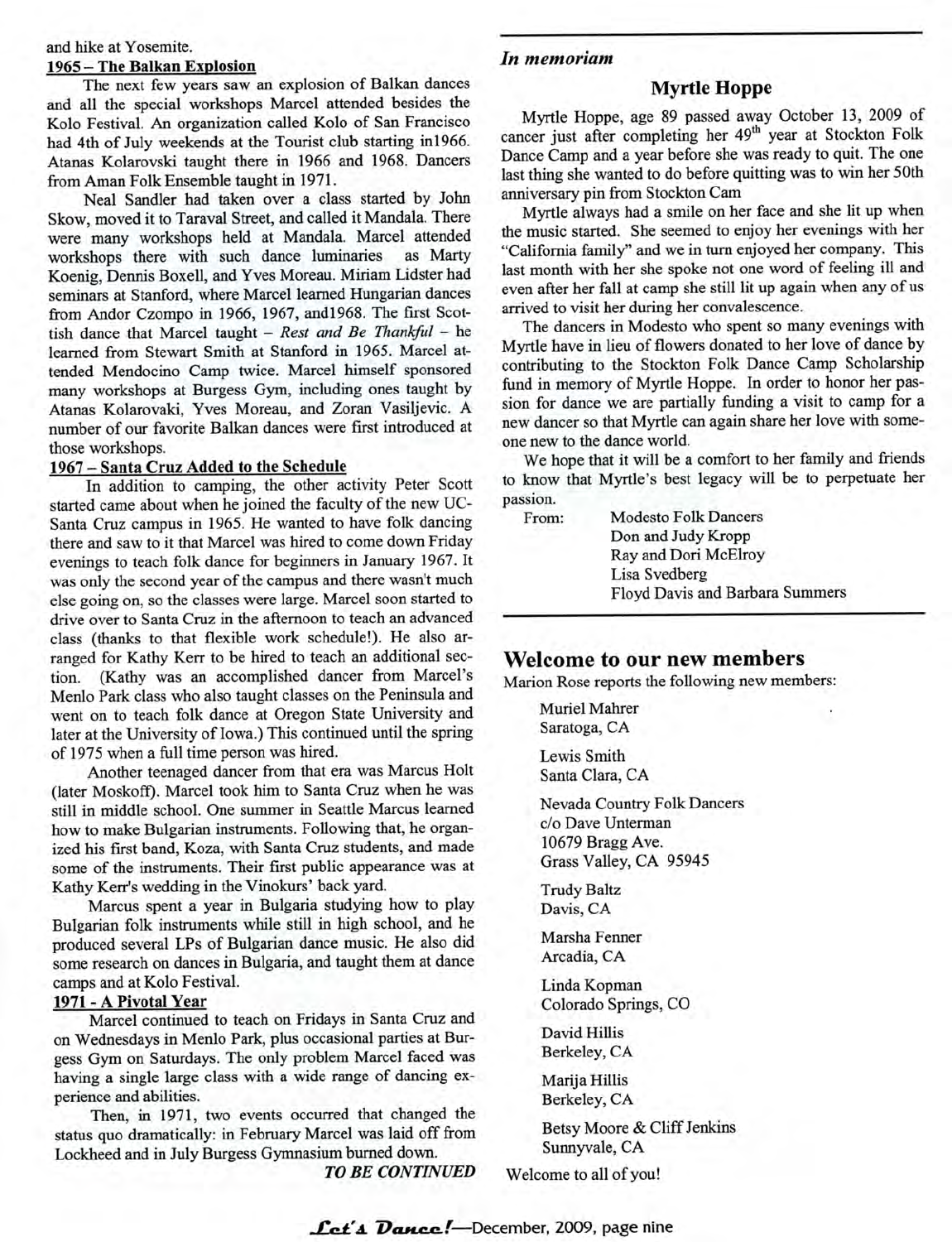and hike at Yosemite.

**1965 – The Balkan Explosion**

The next few years saw an explosion of Balkan dances and all the special workshops Marcel attended besides the Kolo Festival. An organization called Kolo of San Francisco had 4th of July weekends at the Tourist club starting in1966. Atanas Kolarovski taught there in 1966 and 1968. Dancers from Aman Folk Ensemble taught in 1971.

Neal Sandler had taken over a class started by John Skow, moved it to Taraval Street, and called it Mandala. There were many workshops held at Mandala. Marcel attended workshops there with such dance luminaries as Marty Koenig, Dennis Boxell, and Yves Moreau. Miriam Lidster had seminars at Stanford, where Marcel learned Hungarian dances from Andor Czompo in 1966, 1967, and1968. The first Scottish dance that Marcel taught – *Rest and Be Thankful* – he learned from Stewart Smith at Stanford in 1965. Marcel attended Mendocino Camp twice. Marcel himself sponsored many workshops at Burgess Gym, including ones taught by Atanas Kolarovaki, Yves Moreau, and Zoran Vasiljevic. A number of our favorite Balkan dances were first introduced at those workshops.

**1967 – Santa Cruz Added to the Schedule**

In addition to camping, the other activity Peter Scott started came about when he joined the faculty of the new UC-Santa Cruz campus in 1965. He wanted to have folk dancing there and saw to it that Marcel was hired to come down Friday evenings to teach folk dance for beginners in January 1967. It was only the second year of the campus and there wasn't much else going on, so the classes were large. Marcel soon started to drive over to Santa Cruz in the afternoon to teach an advanced class (thanks to that flexible work schedule!). He also arranged for Kathy Kerr to be hired to teach an additional section. (Kathy was an accomplished dancer from Marcel's Menlo Park class who also taught classes on the Peninsula and went on to teach folk dance at Oregon State University and later at the University of Iowa.) This continued until the spring of 1975 when a full time person was hired.

Another teenaged dancer from that era was Marcus Holt (later Moskoff). Marcel took him to Santa Cruz when he was still in middle school. One summer in Seattle Marcus learned how to make Bulgarian instruments. Following that, he organized his first band, Koza, with Santa Cruz students, and made some of the instruments. Their first public appearance was at Kathy Kerr's wedding in the Vinokurs' back yard.

Marcus spent a year in Bulgaria studying how to play Bulgarian folk instruments while still in high school, and he produced several LPs of Bulgarian dance music. He also did some research on dances in Bulgaria, and taught them at dance camps and at Kolo Festival.

**1971 - A Pivotal Year**

Marcel continued to teach on Fridays in Santa Cruz and on Wednesdays in Menlo Park, plus occasional parties at Burgess Gym on Saturdays. The only problem Marcel faced was having a single large class with a wide range of dancing experience and abilities.

Then, in 1971, two events occurred that changed the status quo dramatically: in February Marcel was laid off from Lockheed and in July Burgess Gymnasium burned down.

***TO BE CONTINUED***

---

*In memoriam*

## Myrtle Hoppe

Myrtle Hoppe, age 89 passed away October 13, 2009 of cancer just after completing her 49th year at Stockton Folk Dance Camp and a year before she was ready to quit. The one last thing she wanted to do before quitting was to win her 50th anniversary pin from Stockton Cam

Myrtle always had a smile on her face and she lit up when the music started. She seemed to enjoy her evenings with her "California family" and we in turn enjoyed her company. This last month with her she spoke not one word of feeling ill and even after her fall at camp she still lit up again when any of us arrived to visit her during her convalescence.

The dancers in Modesto who spent so many evenings with Myrtle have in lieu of flowers donated to her love of dance by contributing to the Stockton Folk Dance Camp Scholarship fund in memory of Myrtle Hoppe. In order to honor her passion for dance we are partially funding a visit to camp for a new dancer so that Myrtle can again share her love with someone new to the dance world.

We hope that it will be a comfort to her family and friends to know that Myrtle's best legacy will be to perpetuate her passion.

From: Modesto Folk Dancers
Don and Judy Kropp
Ray and Dori McElroy
Lisa Svedberg
Floyd Davis and Barbara Summers

---

## Welcome to our new members

Marion Rose reports the following new members:

Muriel Mahrer
Saratoga, CA

Lewis Smith
Santa Clara, CA

Nevada Country Folk Dancers
c/o Dave Unterman
10679 Bragg Ave.
Grass Valley, CA 95945

Trudy Baltz
Davis, CA

Marsha Fenner
Arcadia, CA

Linda Kopman
Colorado Springs, CO

David Hillis
Berkeley, CA

Marija Hillis
Berkeley, CA

Betsy Moore & Cliff Jenkins
Sunnyvale, CA

Welcome to all of you!